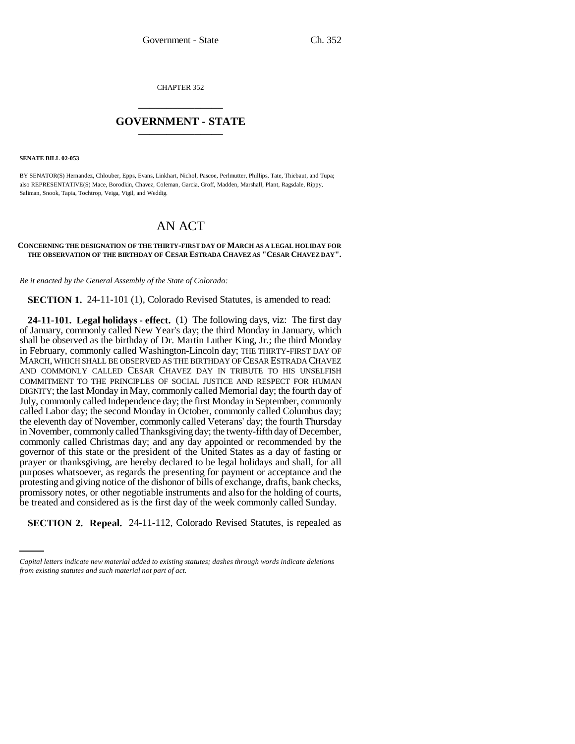CHAPTER 352

# GOVERNMENT - STATE

**SENATE BILL 02-053**

BY SENATOR(S) Hernandez, Chlouber, Epps, Evans, Linkhart, Nichol, Pascoe, Perlmutter, Phillips, Tate, Thiebaut, and Tupa;
also REPRESENTATIVE(S) Mace, Borodkin, Chavez, Coleman, Garcia, Groff, Madden, Marshall, Plant, Ragsdale, Rippy, Saliman, Snook, Tapia, Tochtrop, Veiga, Vigil, and Weddig.

# AN ACT

**CONCERNING THE DESIGNATION OF THE THIRTY-FIRST DAY OF MARCH AS A LEGAL HOLIDAY FOR THE OBSERVATION OF THE BIRTHDAY OF CESAR ESTRADA CHAVEZ AS "CESAR CHAVEZ DAY".**

*Be it enacted by the General Assembly of the State of Colorado:*

**SECTION 1.** 24-11-101 (1), Colorado Revised Statutes, is amended to read:

**24-11-101. Legal holidays - effect.** (1) The following days, viz: The first day of January, commonly called New Year's day; the third Monday in January, which shall be observed as the birthday of Dr. Martin Luther King, Jr.; the third Monday in February, commonly called Washington-Lincoln day; THE THIRTY-FIRST DAY OF MARCH, WHICH SHALL BE OBSERVED AS THE BIRTHDAY OF CESAR ESTRADA CHAVEZ AND COMMONLY CALLED CESAR CHAVEZ DAY IN TRIBUTE TO HIS UNSELFISH COMMITMENT TO THE PRINCIPLES OF SOCIAL JUSTICE AND RESPECT FOR HUMAN DIGNITY; the last Monday in May, commonly called Memorial day; the fourth day of July, commonly called Independence day; the first Monday in September, commonly called Labor day; the second Monday in October, commonly called Columbus day; the eleventh day of November, commonly called Veterans' day; the fourth Thursday in November, commonly called Thanksgiving day; the twenty-fifth day of December, commonly called Christmas day; and any day appointed or recommended by the governor of this state or the president of the United States as a day of fasting or prayer or thanksgiving, are hereby declared to be legal holidays and shall, for all purposes whatsoever, as regards the presenting for payment or acceptance and the protesting and giving notice of the dishonor of bills of exchange, drafts, bank checks, promissory notes, or other negotiable instruments and also for the holding of courts, be treated and considered as is the first day of the week commonly called Sunday.

**SECTION 2. Repeal.** 24-11-112, Colorado Revised Statutes, is repealed as

*Capital letters indicate new material added to existing statutes; dashes through words indicate deletions from existing statutes and such material not part of act.*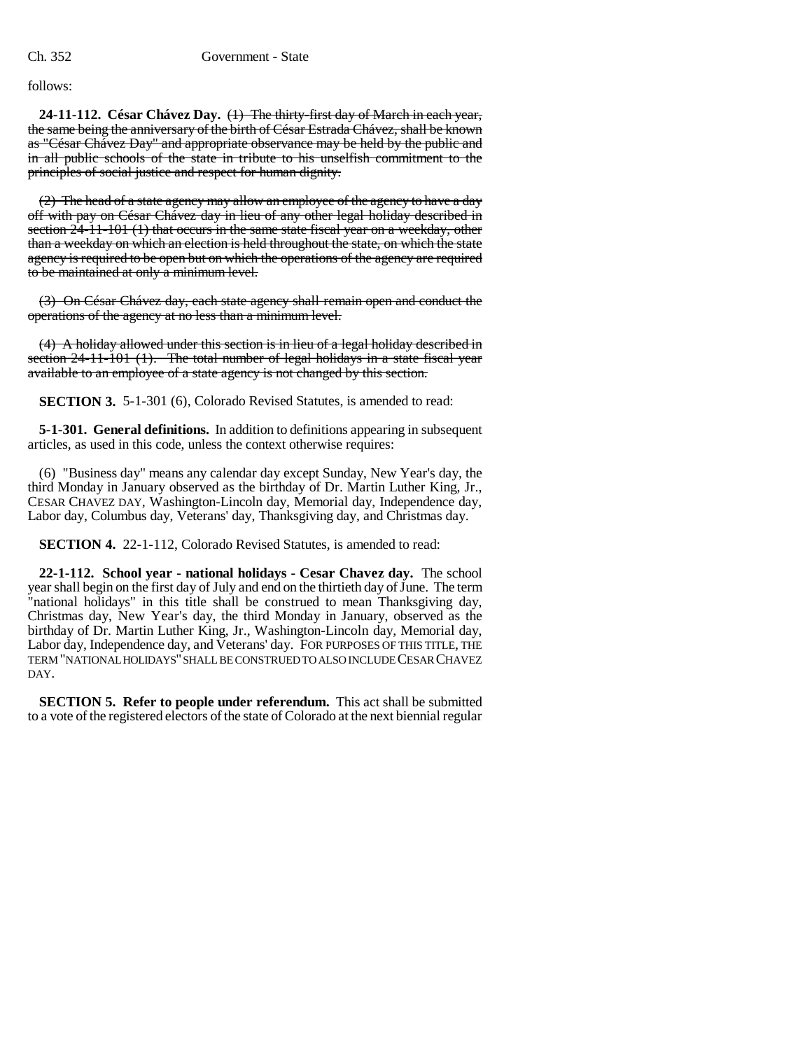follows:

**24-11-112. César Chávez Day.** ~~(1) The thirty-first day of March in each year, the same being the anniversary of the birth of César Estrada Chávez, shall be known as "César Chávez Day" and appropriate observance may be held by the public and in all public schools of the state in tribute to his unselfish commitment to the principles of social justice and respect for human dignity.~~

~~(2) The head of a state agency may allow an employee of the agency to have a day off with pay on César Chávez day in lieu of any other legal holiday described in section 24-11-101 (1) that occurs in the same state fiscal year on a weekday, other than a weekday on which an election is held throughout the state, on which the state agency is required to be open but on which the operations of the agency are required to be maintained at only a minimum level.~~

~~(3) On César Chávez day, each state agency shall remain open and conduct the operations of the agency at no less than a minimum level.~~

~~(4) A holiday allowed under this section is in lieu of a legal holiday described in section 24-11-101 (1). The total number of legal holidays in a state fiscal year available to an employee of a state agency is not changed by this section.~~

**SECTION 3.** 5-1-301 (6), Colorado Revised Statutes, is amended to read:

**5-1-301. General definitions.** In addition to definitions appearing in subsequent articles, as used in this code, unless the context otherwise requires:

(6) "Business day" means any calendar day except Sunday, New Year's day, the third Monday in January observed as the birthday of Dr. Martin Luther King, Jr., CESAR CHAVEZ DAY, Washington-Lincoln day, Memorial day, Independence day, Labor day, Columbus day, Veterans' day, Thanksgiving day, and Christmas day.

**SECTION 4.** 22-1-112, Colorado Revised Statutes, is amended to read:

**22-1-112. School year - national holidays - Cesar Chavez day.** The school year shall begin on the first day of July and end on the thirtieth day of June. The term "national holidays" in this title shall be construed to mean Thanksgiving day, Christmas day, New Year's day, the third Monday in January, observed as the birthday of Dr. Martin Luther King, Jr., Washington-Lincoln day, Memorial day, Labor day, Independence day, and Veterans' day. FOR PURPOSES OF THIS TITLE, THE TERM "NATIONAL HOLIDAYS" SHALL BE CONSTRUED TO ALSO INCLUDE CESAR CHAVEZ DAY.

**SECTION 5. Refer to people under referendum.** This act shall be submitted to a vote of the registered electors of the state of Colorado at the next biennial regular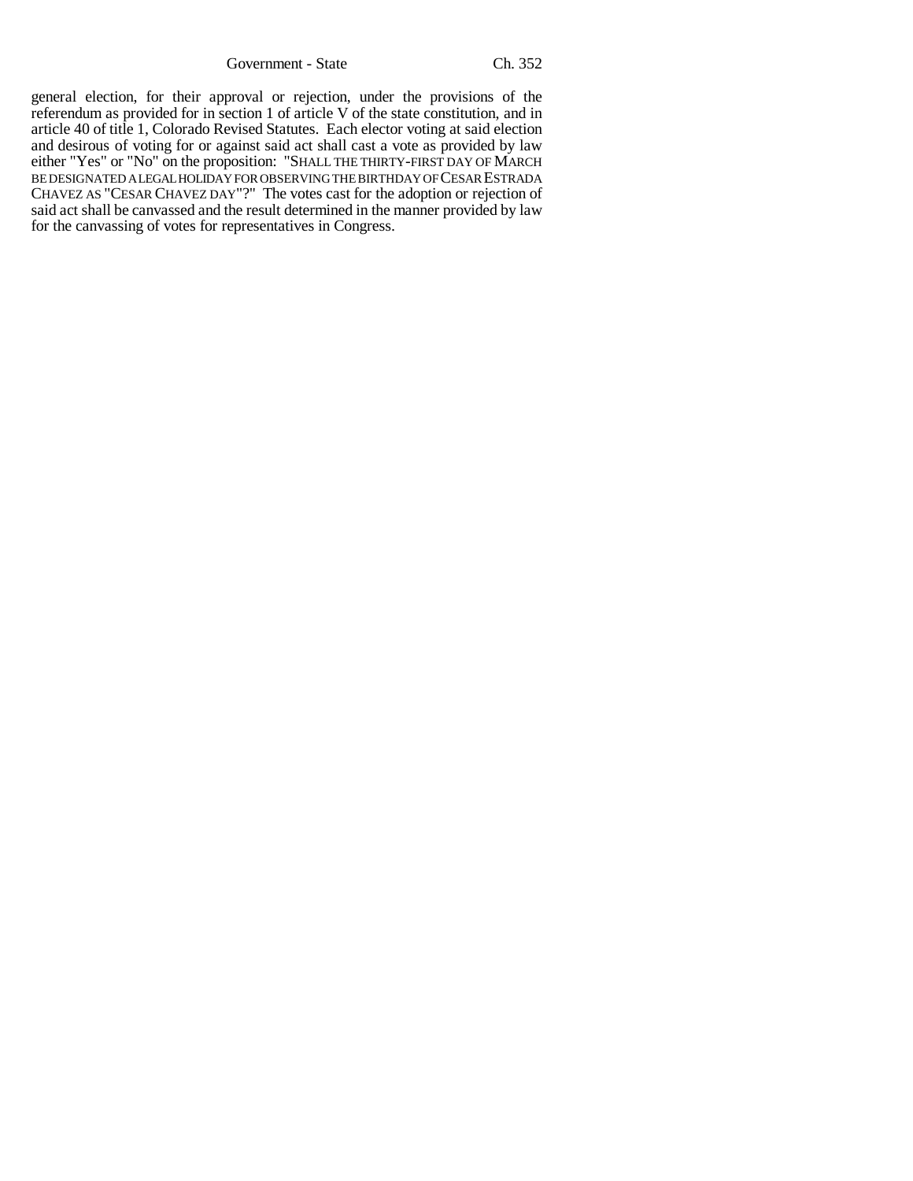general election, for their approval or rejection, under the provisions of the referendum as provided for in section 1 of article V of the state constitution, and in article 40 of title 1, Colorado Revised Statutes. Each elector voting at said election and desirous of voting for or against said act shall cast a vote as provided by law either "Yes" or "No" on the proposition: "SHALL THE THIRTY-FIRST DAY OF MARCH BE DESIGNATED A LEGAL HOLIDAY FOR OBSERVING THE BIRTHDAY OF CESAR ESTRADA CHAVEZ AS "CESAR CHAVEZ DAY"?" The votes cast for the adoption or rejection of said act shall be canvassed and the result determined in the manner provided by law for the canvassing of votes for representatives in Congress.